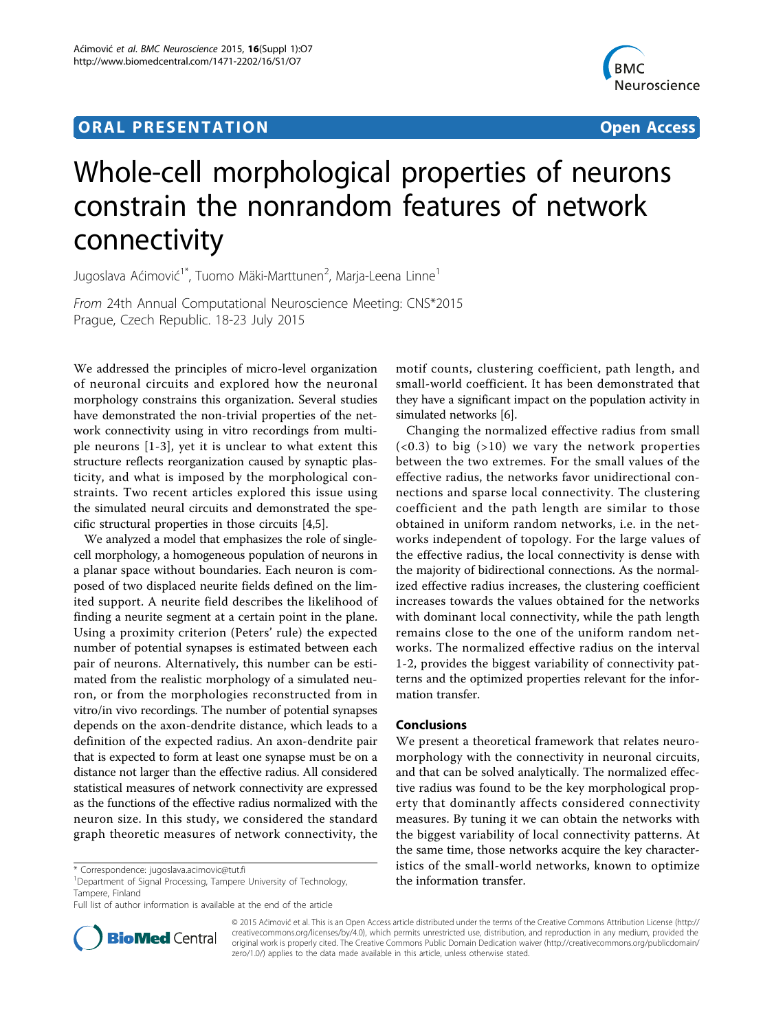ORAL PRESENTATION Open Access

# Whole-cell morphological properties of neurons constrain the nonrandom features of network connectivity

Jugoslava Aćimović[1*], Tuomo Mäki-Marttunen[2], Marja-Leena Linne[1]

*From* 24th Annual Computational Neuroscience Meeting: CNS*2015
Prague, Czech Republic. 18-23 July 2015

We addressed the principles of micro-level organization of neuronal circuits and explored how the neuronal morphology constrains this organization. Several studies have demonstrated the non-trivial properties of the network connectivity using in vitro recordings from multiple neurons [1-3], yet it is unclear to what extent this structure reflects reorganization caused by synaptic plasticity, and what is imposed by the morphological constraints. Two recent articles explored this issue using the simulated neural circuits and demonstrated the specific structural properties in those circuits [4,5].

We analyzed a model that emphasizes the role of single-cell morphology, a homogeneous population of neurons in a planar space without boundaries. Each neuron is composed of two displaced neurite fields defined on the limited support. A neurite field describes the likelihood of finding a neurite segment at a certain point in the plane. Using a proximity criterion (Peters' rule) the expected number of potential synapses is estimated between each pair of neurons. Alternatively, this number can be estimated from the realistic morphology of a simulated neuron, or from the morphologies reconstructed from in vitro/in vivo recordings. The number of potential synapses depends on the axon-dendrite distance, which leads to a definition of the expected radius. An axon-dendrite pair that is expected to form at least one synapse must be on a distance not larger than the effective radius. All considered statistical measures of network connectivity are expressed as the functions of the effective radius normalized with the neuron size. In this study, we considered the standard graph theoretic measures of network connectivity, the motif counts, clustering coefficient, path length, and small-world coefficient. It has been demonstrated that they have a significant impact on the population activity in simulated networks [6].

Changing the normalized effective radius from small (<0.3) to big (>10) we vary the network properties between the two extremes. For the small values of the effective radius, the networks favor unidirectional connections and sparse local connectivity. The clustering coefficient and the path length are similar to those obtained in uniform random networks, i.e. in the networks independent of topology. For the large values of the effective radius, the local connectivity is dense with the majority of bidirectional connections. As the normalized effective radius increases, the clustering coefficient increases towards the values obtained for the networks with dominant local connectivity, while the path length remains close to the one of the uniform random networks. The normalized effective radius on the interval 1-2, provides the biggest variability of connectivity patterns and the optimized properties relevant for the information transfer.

## Conclusions

We present a theoretical framework that relates neuromorphology with the connectivity in neuronal circuits, and that can be solved analytically. The normalized effective radius was found to be the key morphological property that dominantly affects considered connectivity measures. By tuning it we can obtain the networks with the biggest variability of local connectivity patterns. At the same time, those networks acquire the key characteristics of the small-world networks, known to optimize the information transfer.

\* Correspondence: jugoslava.acimovic@tut.fi
[1]Department of Signal Processing, Tampere University of Technology, Tampere, Finland
Full list of author information is available at the end of the article

© 2015 Aćimović et al. This is an Open Access article distributed under the terms of the Creative Commons Attribution License (http://creativecommons.org/licenses/by/4.0), which permits unrestricted use, distribution, and reproduction in any medium, provided the original work is properly cited. The Creative Commons Public Domain Dedication waiver (http://creativecommons.org/publicdomain/zero/1.0/) applies to the data made available in this article, unless otherwise stated.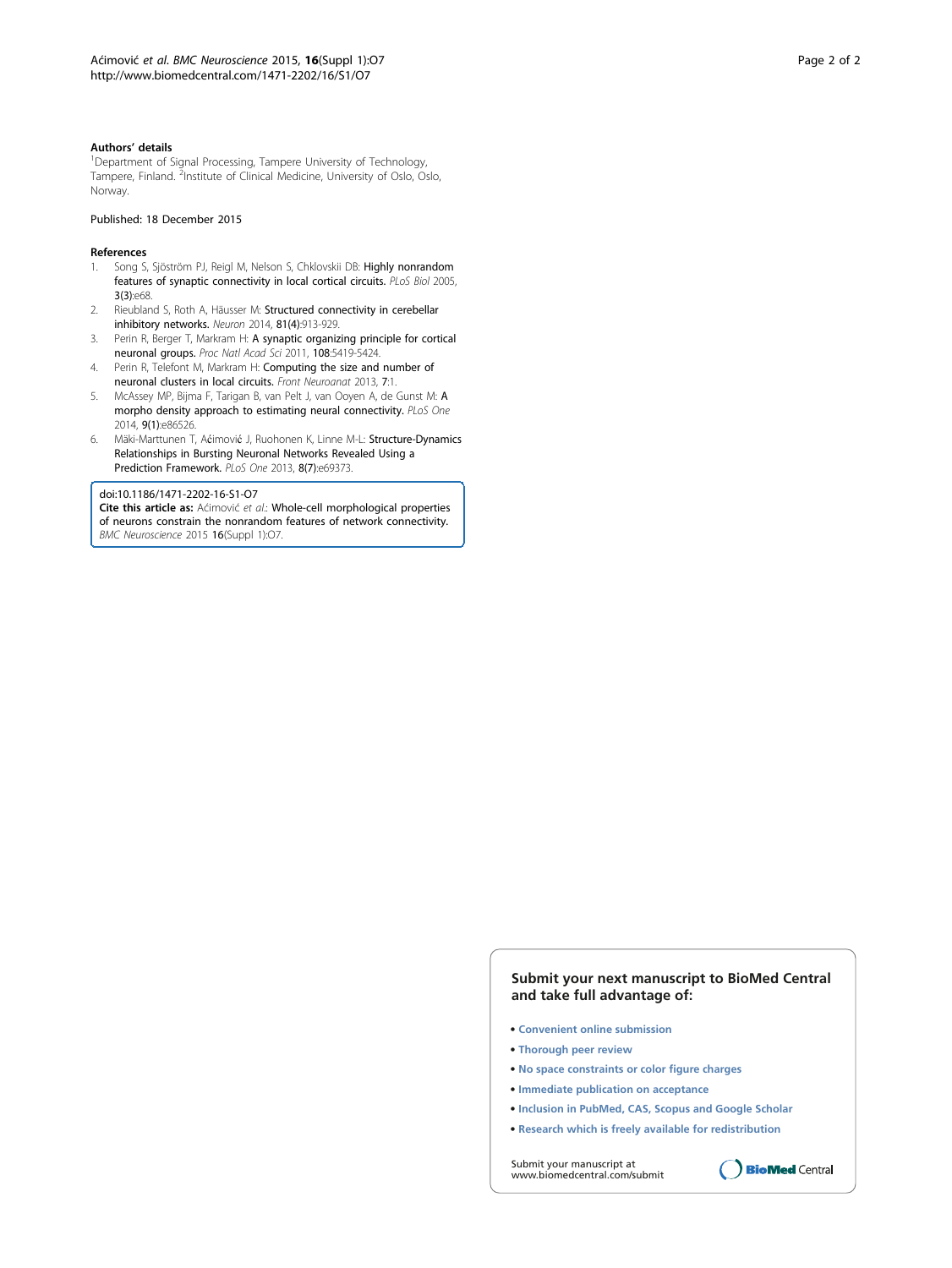### Authors' details

[1]Department of Signal Processing, Tampere University of Technology, Tampere, Finland. [2]Institute of Clinical Medicine, University of Oslo, Oslo, Norway.

Published: 18 December 2015

### References

1. Song S, Sjöström PJ, Reigl M, Nelson S, Chklovskii DB: **Highly nonrandom features of synaptic connectivity in local cortical circuits.** *PLoS Biol* 2005, **3(3)**:e68.
2. Rieubland S, Roth A, Häusser M: **Structured connectivity in cerebellar inhibitory networks.** *Neuron* 2014, **81(4)**:913-929.
3. Perin R, Berger T, Markram H: **A synaptic organizing principle for cortical neuronal groups.** *Proc Natl Acad Sci* 2011, **108**:5419-5424.
4. Perin R, Telefont M, Markram H: **Computing the size and number of neuronal clusters in local circuits.** *Front Neuroanat* 2013, **7**:1.
5. McAssey MP, Bijma F, Tarigan B, van Pelt J, van Ooyen A, de Gunst M: **A morpho density approach to estimating neural connectivity.** *PLoS One* 2014, **9(1)**:e86526.
6. Mäki-Marttunen T, Aćimović J, Ruohonen K, Linne M-L: **Structure-Dynamics Relationships in Bursting Neuronal Networks Revealed Using a Prediction Framework.** *PLoS One* 2013, **8(7)**:e69373.

doi:10.1186/1471-2202-16-S1-O7
**Cite this article as:** Aćimović *et al.*: Whole-cell morphological properties of neurons constrain the nonrandom features of network connectivity. *BMC Neuroscience* 2015 **16**(Suppl 1):O7.

**Submit your next manuscript to BioMed Central and take full advantage of:**

- Convenient online submission
- Thorough peer review
- No space constraints or color figure charges
- Immediate publication on acceptance
- Inclusion in PubMed, CAS, Scopus and Google Scholar
- Research which is freely available for redistribution

Submit your manuscript at
www.biomedcentral.com/submit

BioMed Central